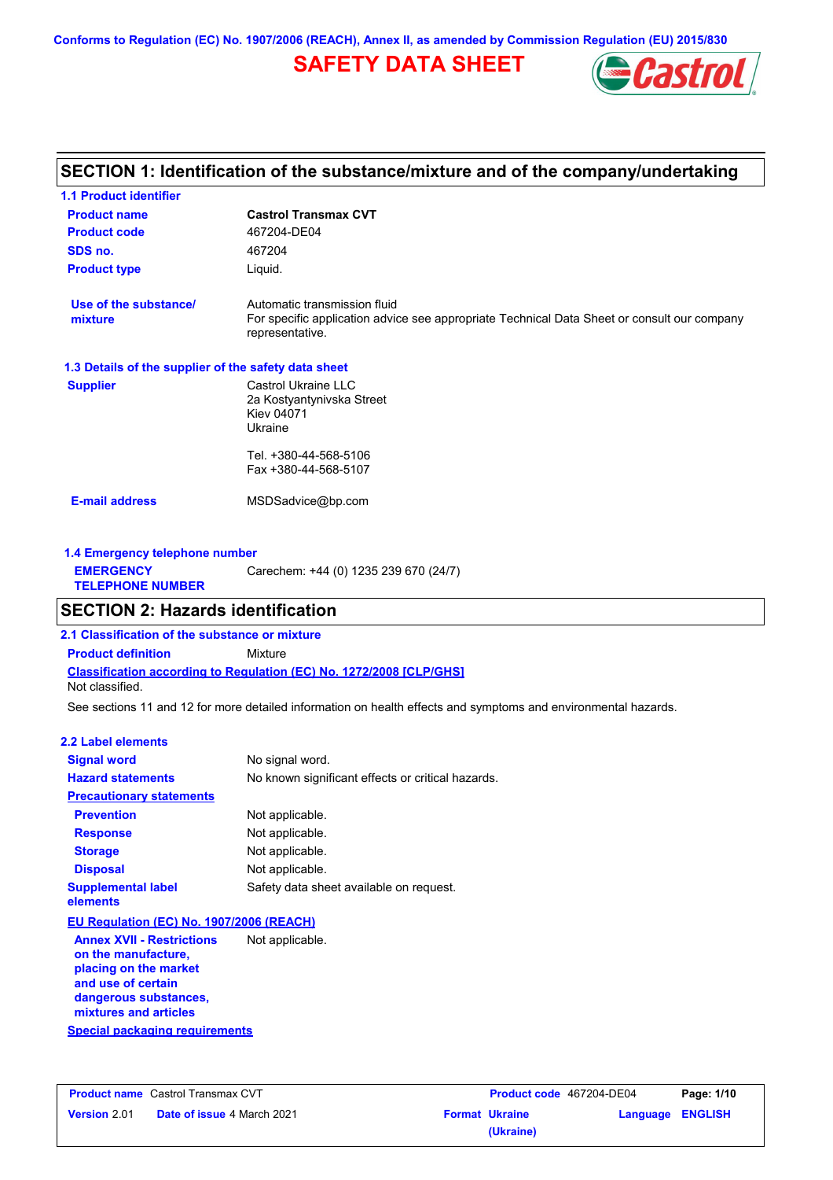Conforms to Regulation (EC) No. 1907/2006 (REACH), Annex II, as amended by Commission Regulation (EU) 2015/830

# SAFETY DATA SHEET

## SECTION 1: Identification of the substance/mixture and of the company/undertaking

### 1.1 Product identifier

| | |
|---|---|
| **Product name** | **Castrol Transmax CVT** |
| **Product code** | 467204-DE04 |
| **SDS no.** | 467204 |
| **Product type** | Liquid. |
| **Use of the substance/ mixture** | Automatic transmission fluid<br>For specific application advice see appropriate Technical Data Sheet or consult our company representative. |

### 1.3 Details of the supplier of the safety data sheet

**Supplier**

Castrol Ukraine LLC
2a Kostyantynivska Street
Kiev 04071
Ukraine

Tel. +380-44-568-5106
Fax +380-44-568-5107

**E-mail address** MSDSadvice@bp.com

### 1.4 Emergency telephone number

**EMERGENCY TELEPHONE NUMBER** Carechem: +44 (0) 1235 239 670 (24/7)

## SECTION 2: Hazards identification

### 2.1 Classification of the substance or mixture

**Product definition** Mixture

**Classification according to Regulation (EC) No. 1272/2008 [CLP/GHS]**

Not classified.

See sections 11 and 12 for more detailed information on health effects and symptoms and environmental hazards.

### 2.2 Label elements

| | |
|---|---|
| **Signal word** | No signal word. |
| **Hazard statements** | No known significant effects or critical hazards. |
| **Precautionary statements** | |
| **Prevention** | Not applicable. |
| **Response** | Not applicable. |
| **Storage** | Not applicable. |
| **Disposal** | Not applicable. |
| **Supplemental label elements** | Safety data sheet available on request. |

**EU Regulation (EC) No. 1907/2006 (REACH)**

**Annex XVII - Restrictions on the manufacture, placing on the market and use of certain dangerous substances, mixtures and articles** Not applicable.

**Special packaging requirements**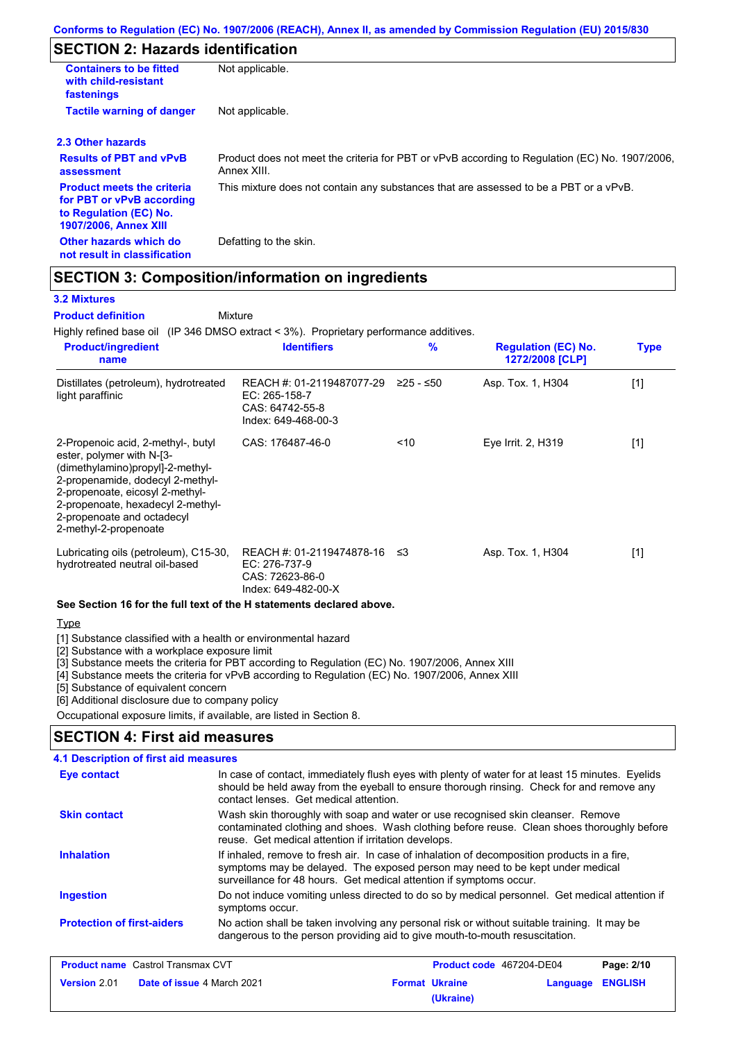## SECTION 2: Hazards identification

| | |
|---|---|
| **Containers to be fitted with child-resistant fastenings** | Not applicable. |
| **Tactile warning of danger** | Not applicable. |

### 2.3 Other hazards

| | |
|---|---|
| **Results of PBT and vPvB assessment** | Product does not meet the criteria for PBT or vPvB according to Regulation (EC) No. 1907/2006, Annex XIII. |
| **Product meets the criteria for PBT or vPvB according to Regulation (EC) No. 1907/2006, Annex XIII** | This mixture does not contain any substances that are assessed to be a PBT or a vPvB. |
| **Other hazards which do not result in classification** | Defatting to the skin. |

## SECTION 3: Composition/information on ingredients

### 3.2 Mixtures

**Product definition** Mixture

Highly refined base oil (IP 346 DMSO extract < 3%). Proprietary performance additives.

| Product/ingredient name | Identifiers | % | Regulation (EC) No. 1272/2008 [CLP] | Type |
|---|---|---|---|---|
| Distillates (petroleum), hydrotreated light paraffinic | REACH #: 01-2119487077-29<br>EC: 265-158-7<br>CAS: 64742-55-8<br>Index: 649-468-00-3 | ≥25 - ≤50 | Asp. Tox. 1, H304 | [1] |
| 2-Propenoic acid, 2-methyl-, butyl ester, polymer with N-[3-(dimethylamino)propyl]-2-methyl-2-propenamide, dodecyl 2-methyl-2-propenoate, eicosyl 2-methyl-2-propenoate, hexadecyl 2-methyl-2-propenoate and octadecyl 2-methyl-2-propenoate | CAS: 176487-46-0 | <10 | Eye Irrit. 2, H319 | [1] |
| Lubricating oils (petroleum), C15-30, hydrotreated neutral oil-based | REACH #: 01-2119474878-16<br>EC: 276-737-9<br>CAS: 72623-86-0<br>Index: 649-482-00-X | ≤3 | Asp. Tox. 1, H304 | [1] |

**See Section 16 for the full text of the H statements declared above.**

Type

[1] Substance classified with a health or environmental hazard
[2] Substance with a workplace exposure limit
[3] Substance meets the criteria for PBT according to Regulation (EC) No. 1907/2006, Annex XIII
[4] Substance meets the criteria for vPvB according to Regulation (EC) No. 1907/2006, Annex XIII
[5] Substance of equivalent concern
[6] Additional disclosure due to company policy

Occupational exposure limits, if available, are listed in Section 8.

## SECTION 4: First aid measures

### 4.1 Description of first aid measures

| | |
|---|---|
| **Eye contact** | In case of contact, immediately flush eyes with plenty of water for at least 15 minutes. Eyelids should be held away from the eyeball to ensure thorough rinsing. Check for and remove any contact lenses. Get medical attention. |
| **Skin contact** | Wash skin thoroughly with soap and water or use recognised skin cleanser. Remove contaminated clothing and shoes. Wash clothing before reuse. Clean shoes thoroughly before reuse. Get medical attention if irritation develops. |
| **Inhalation** | If inhaled, remove to fresh air. In case of inhalation of decomposition products in a fire, symptoms may be delayed. The exposed person may need to be kept under medical surveillance for 48 hours. Get medical attention if symptoms occur. |
| **Ingestion** | Do not induce vomiting unless directed to do so by medical personnel. Get medical attention if symptoms occur. |
| **Protection of first-aiders** | No action shall be taken involving any personal risk or without suitable training. It may be dangerous to the person providing aid to give mouth-to-mouth resuscitation. |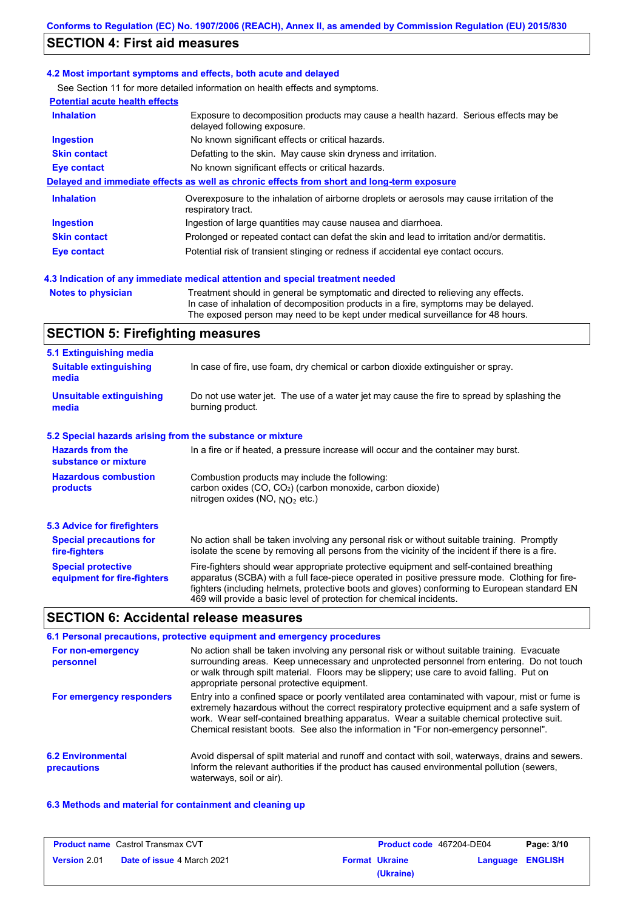## SECTION 4: First aid measures

### 4.2 Most important symptoms and effects, both acute and delayed

See Section 11 for more detailed information on health effects and symptoms.

**Potential acute health effects**

| | |
|---|---|
| **Inhalation** | Exposure to decomposition products may cause a health hazard. Serious effects may be delayed following exposure. |
| **Ingestion** | No known significant effects or critical hazards. |
| **Skin contact** | Defatting to the skin. May cause skin dryness and irritation. |
| **Eye contact** | No known significant effects or critical hazards. |

**Delayed and immediate effects as well as chronic effects from short and long-term exposure**

| | |
|---|---|
| **Inhalation** | Overexposure to the inhalation of airborne droplets or aerosols may cause irritation of the respiratory tract. |
| **Ingestion** | Ingestion of large quantities may cause nausea and diarrhoea. |
| **Skin contact** | Prolonged or repeated contact can defat the skin and lead to irritation and/or dermatitis. |
| **Eye contact** | Potential risk of transient stinging or redness if accidental eye contact occurs. |

### 4.3 Indication of any immediate medical attention and special treatment needed

| | |
|---|---|
| **Notes to physician** | Treatment should in general be symptomatic and directed to relieving any effects. In case of inhalation of decomposition products in a fire, symptoms may be delayed. The exposed person may need to be kept under medical surveillance for 48 hours. |

## SECTION 5: Firefighting measures

### 5.1 Extinguishing media

| | |
|---|---|
| **Suitable extinguishing media** | In case of fire, use foam, dry chemical or carbon dioxide extinguisher or spray. |
| **Unsuitable extinguishing media** | Do not use water jet. The use of a water jet may cause the fire to spread by splashing the burning product. |

### 5.2 Special hazards arising from the substance or mixture

| | |
|---|---|
| **Hazards from the substance or mixture** | In a fire or if heated, a pressure increase will occur and the container may burst. |
| **Hazardous combustion products** | Combustion products may include the following: carbon oxides (CO, $CO_2$) (carbon monoxide, carbon dioxide) nitrogen oxides (NO, $NO_2$ etc.) |

### 5.3 Advice for firefighters

| | |
|---|---|
| **Special precautions for fire-fighters** | No action shall be taken involving any personal risk or without suitable training. Promptly isolate the scene by removing all persons from the vicinity of the incident if there is a fire. |
| **Special protective equipment for fire-fighters** | Fire-fighters should wear appropriate protective equipment and self-contained breathing apparatus (SCBA) with a full face-piece operated in positive pressure mode. Clothing for fire-fighters (including helmets, protective boots and gloves) conforming to European standard EN 469 will provide a basic level of protection for chemical incidents. |

## SECTION 6: Accidental release measures

### 6.1 Personal precautions, protective equipment and emergency procedures

| | |
|---|---|
| **For non-emergency personnel** | No action shall be taken involving any personal risk or without suitable training. Evacuate surrounding areas. Keep unnecessary and unprotected personnel from entering. Do not touch or walk through spilt material. Floors may be slippery; use care to avoid falling. Put on appropriate personal protective equipment. |
| **For emergency responders** | Entry into a confined space or poorly ventilated area contaminated with vapour, mist or fume is extremely hazardous without the correct respiratory protective equipment and a safe system of work. Wear self-contained breathing apparatus. Wear a suitable chemical protective suit. Chemical resistant boots. See also the information in "For non-emergency personnel". |

| | |
|---|---|
| **6.2 Environmental precautions** | Avoid dispersal of spilt material and runoff and contact with soil, waterways, drains and sewers. Inform the relevant authorities if the product has caused environmental pollution (sewers, waterways, soil or air). |

### 6.3 Methods and material for containment and cleaning up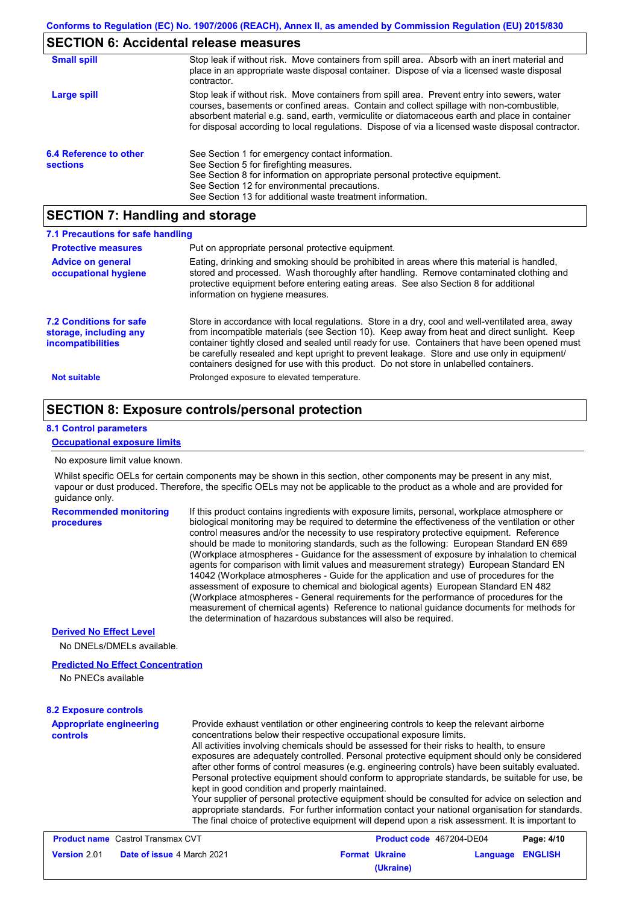## SECTION 6: Accidental release measures

| | |
|---|---|
| **Small spill** | Stop leak if without risk. Move containers from spill area. Absorb with an inert material and place in an appropriate waste disposal container. Dispose of via a licensed waste disposal contractor. |
| **Large spill** | Stop leak if without risk. Move containers from spill area. Prevent entry into sewers, water courses, basements or confined areas. Contain and collect spillage with non-combustible, absorbent material e.g. sand, earth, vermiculite or diatomaceous earth and place in container for disposal according to local regulations. Dispose of via a licensed waste disposal contractor. |
| **6.4 Reference to other sections** | See Section 1 for emergency contact information.<br>See Section 5 for firefighting measures.<br>See Section 8 for information on appropriate personal protective equipment.<br>See Section 12 for environmental precautions.<br>See Section 13 for additional waste treatment information. |

## SECTION 7: Handling and storage

### 7.1 Precautions for safe handling

| | |
|---|---|
| **Protective measures** | Put on appropriate personal protective equipment. |
| **Advice on general occupational hygiene** | Eating, drinking and smoking should be prohibited in areas where this material is handled, stored and processed. Wash thoroughly after handling. Remove contaminated clothing and protective equipment before entering eating areas. See also Section 8 for additional information on hygiene measures. |
| **7.2 Conditions for safe storage, including any incompatibilities** | Store in accordance with local regulations. Store in a dry, cool and well-ventilated area, away from incompatible materials (see Section 10). Keep away from heat and direct sunlight. Keep container tightly closed and sealed until ready for use. Containers that have been opened must be carefully resealed and kept upright to prevent leakage. Store and use only in equipment/containers designed for use with this product. Do not store in unlabelled containers. |
| **Not suitable** | Prolonged exposure to elevated temperature. |

## SECTION 8: Exposure controls/personal protection

### 8.1 Control parameters

**Occupational exposure limits**

No exposure limit value known.

Whilst specific OELs for certain components may be shown in this section, other components may be present in any mist, vapour or dust produced. Therefore, the specific OELs may not be applicable to the product as a whole and are provided for guidance only.

**Recommended monitoring procedures**

If this product contains ingredients with exposure limits, personal, workplace atmosphere or biological monitoring may be required to determine the effectiveness of the ventilation or other control measures and/or the necessity to use respiratory protective equipment. Reference should be made to monitoring standards, such as the following: European Standard EN 689 (Workplace atmospheres - Guidance for the assessment of exposure by inhalation to chemical agents for comparison with limit values and measurement strategy) European Standard EN 14042 (Workplace atmospheres - Guide for the application and use of procedures for the assessment of exposure to chemical and biological agents) European Standard EN 482 (Workplace atmospheres - General requirements for the performance of procedures for the measurement of chemical agents) Reference to national guidance documents for methods for the determination of hazardous substances will also be required.

**Derived No Effect Level**

No DNELs/DMELs available.

**Predicted No Effect Concentration**

No PNECs available

### 8.2 Exposure controls

**Appropriate engineering controls**

Provide exhaust ventilation or other engineering controls to keep the relevant airborne concentrations below their respective occupational exposure limits.
All activities involving chemicals should be assessed for their risks to health, to ensure exposures are adequately controlled. Personal protective equipment should only be considered after other forms of control measures (e.g. engineering controls) have been suitably evaluated. Personal protective equipment should conform to appropriate standards, be suitable for use, be kept in good condition and properly maintained.
Your supplier of personal protective equipment should be consulted for advice on selection and appropriate standards. For further information contact your national organisation for standards.
The final choice of protective equipment will depend upon a risk assessment. It is important to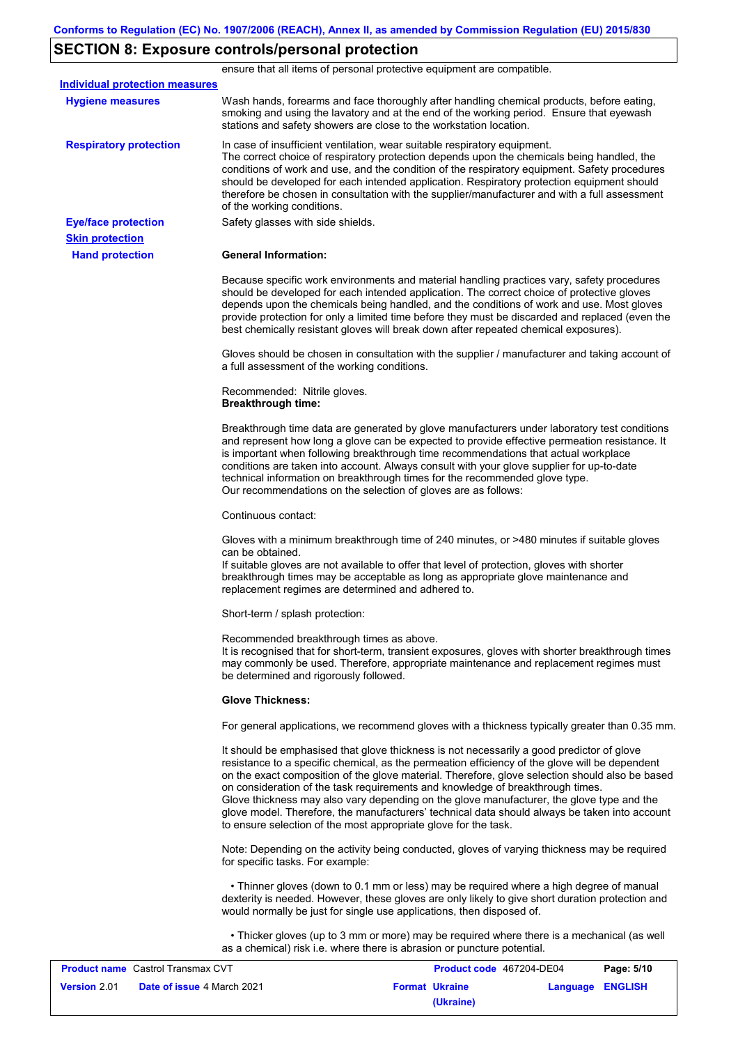## SECTION 8: Exposure controls/personal protection

ensure that all items of personal protective equipment are compatible.

**Individual protection measures**

**Hygiene measures**

Wash hands, forearms and face thoroughly after handling chemical products, before eating, smoking and using the lavatory and at the end of the working period. Ensure that eyewash stations and safety showers are close to the workstation location.

**Respiratory protection**

In case of insufficient ventilation, wear suitable respiratory equipment.
The correct choice of respiratory protection depends upon the chemicals being handled, the conditions of work and use, and the condition of the respiratory equipment. Safety procedures should be developed for each intended application. Respiratory protection equipment should therefore be chosen in consultation with the supplier/manufacturer and with a full assessment of the working conditions.

**Eye/face protection**

Safety glasses with side shields.

**Skin protection**

**Hand protection**

**General Information:**

Because specific work environments and material handling practices vary, safety procedures should be developed for each intended application. The correct choice of protective gloves depends upon the chemicals being handled, and the conditions of work and use. Most gloves provide protection for only a limited time before they must be discarded and replaced (even the best chemically resistant gloves will break down after repeated chemical exposures).

Gloves should be chosen in consultation with the supplier / manufacturer and taking account of a full assessment of the working conditions.

Recommended: Nitrile gloves.
**Breakthrough time:**

Breakthrough time data are generated by glove manufacturers under laboratory test conditions and represent how long a glove can be expected to provide effective permeation resistance. It is important when following breakthrough time recommendations that actual workplace conditions are taken into account. Always consult with your glove supplier for up-to-date technical information on breakthrough times for the recommended glove type.
Our recommendations on the selection of gloves are as follows:

Continuous contact:

Gloves with a minimum breakthrough time of 240 minutes, or >480 minutes if suitable gloves can be obtained.
If suitable gloves are not available to offer that level of protection, gloves with shorter breakthrough times may be acceptable as long as appropriate glove maintenance and replacement regimes are determined and adhered to.

Short-term / splash protection:

Recommended breakthrough times as above.
It is recognised that for short-term, transient exposures, gloves with shorter breakthrough times may commonly be used. Therefore, appropriate maintenance and replacement regimes must be determined and rigorously followed.

**Glove Thickness:**

For general applications, we recommend gloves with a thickness typically greater than 0.35 mm.

It should be emphasised that glove thickness is not necessarily a good predictor of glove resistance to a specific chemical, as the permeation efficiency of the glove will be dependent on the exact composition of the glove material. Therefore, glove selection should also be based on consideration of the task requirements and knowledge of breakthrough times.
Glove thickness may also vary depending on the glove manufacturer, the glove type and the glove model. Therefore, the manufacturers' technical data should always be taken into account to ensure selection of the most appropriate glove for the task.

Note: Depending on the activity being conducted, gloves of varying thickness may be required for specific tasks. For example:

• Thinner gloves (down to 0.1 mm or less) may be required where a high degree of manual dexterity is needed. However, these gloves are only likely to give short duration protection and would normally be just for single use applications, then disposed of.

• Thicker gloves (up to 3 mm or more) may be required where there is a mechanical (as well as a chemical) risk i.e. where there is abrasion or puncture potential.

| **Product name** Castrol Transmax CVT | **Product code** 467204-DE04 | **Page:** 5/10 |
|---|---|---|
| **Version** 2.01 **Date of issue** 4 March 2021 | **Format** Ukraine (Ukraine) | **Language** ENGLISH |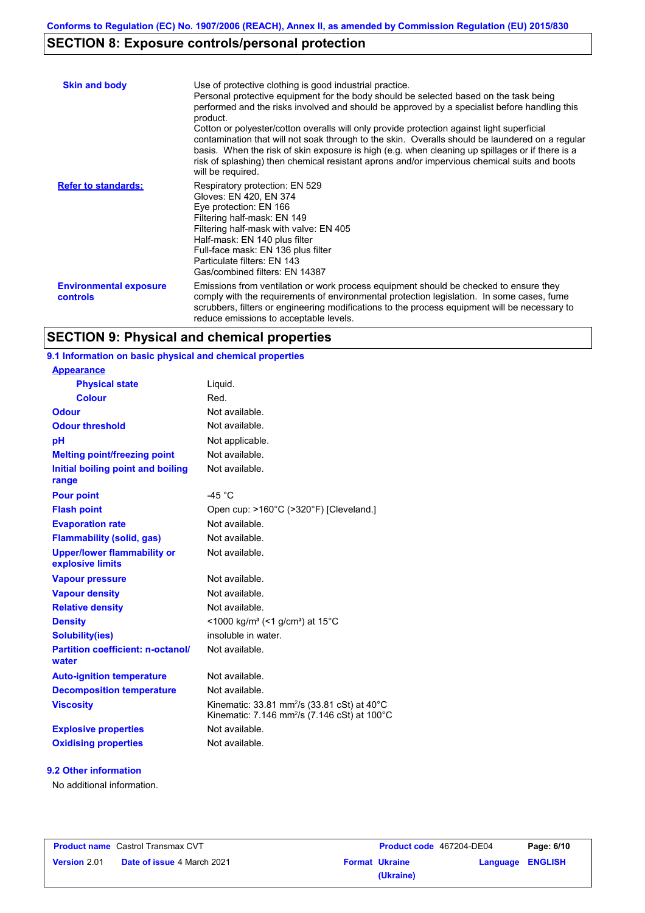## SECTION 8: Exposure controls/personal protection

| | |
|---|---|
| **Skin and body** | Use of protective clothing is good industrial practice. Personal protective equipment for the body should be selected based on the task being performed and the risks involved and should be approved by a specialist before handling this product. Cotton or polyester/cotton overalls will only provide protection against light superficial contamination that will not soak through to the skin. Overalls should be laundered on a regular basis. When the risk of skin exposure is high (e.g. when cleaning up spillages or if there is a risk of splashing) then chemical resistant aprons and/or impervious chemical suits and boots will be required. |
| **Refer to standards:** | Respiratory protection: EN 529<br>Gloves: EN 420, EN 374<br>Eye protection: EN 166<br>Filtering half-mask: EN 149<br>Filtering half-mask with valve: EN 405<br>Half-mask: EN 140 plus filter<br>Full-face mask: EN 136 plus filter<br>Particulate filters: EN 143<br>Gas/combined filters: EN 14387 |
| **Environmental exposure controls** | Emissions from ventilation or work process equipment should be checked to ensure they comply with the requirements of environmental protection legislation. In some cases, fume scrubbers, filters or engineering modifications to the process equipment will be necessary to reduce emissions to acceptable levels. |

## SECTION 9: Physical and chemical properties

### 9.1 Information on basic physical and chemical properties

| | |
|---|---|
| **Appearance** | |
| **Physical state** | Liquid. |
| **Colour** | Red. |
| **Odour** | Not available. |
| **Odour threshold** | Not available. |
| **pH** | Not applicable. |
| **Melting point/freezing point** | Not available. |
| **Initial boiling point and boiling range** | Not available. |
| **Pour point** | -45 °C |
| **Flash point** | Open cup: >160°C (>320°F) [Cleveland.] |
| **Evaporation rate** | Not available. |
| **Flammability (solid, gas)** | Not available. |
| **Upper/lower flammability or explosive limits** | Not available. |
| **Vapour pressure** | Not available. |
| **Vapour density** | Not available. |
| **Relative density** | Not available. |
| **Density** | <1000 kg/m³ (<1 g/cm³) at 15°C |
| **Solubility(ies)** | insoluble in water. |
| **Partition coefficient: n-octanol/water** | Not available. |
| **Auto-ignition temperature** | Not available. |
| **Decomposition temperature** | Not available. |
| **Viscosity** | Kinematic: 33.81 $mm^2/s$ (33.81 cSt) at 40°C<br>Kinematic: 7.146 $mm^2/s$ (7.146 cSt) at 100°C |
| **Explosive properties** | Not available. |
| **Oxidising properties** | Not available. |

### 9.2 Other information

No additional information.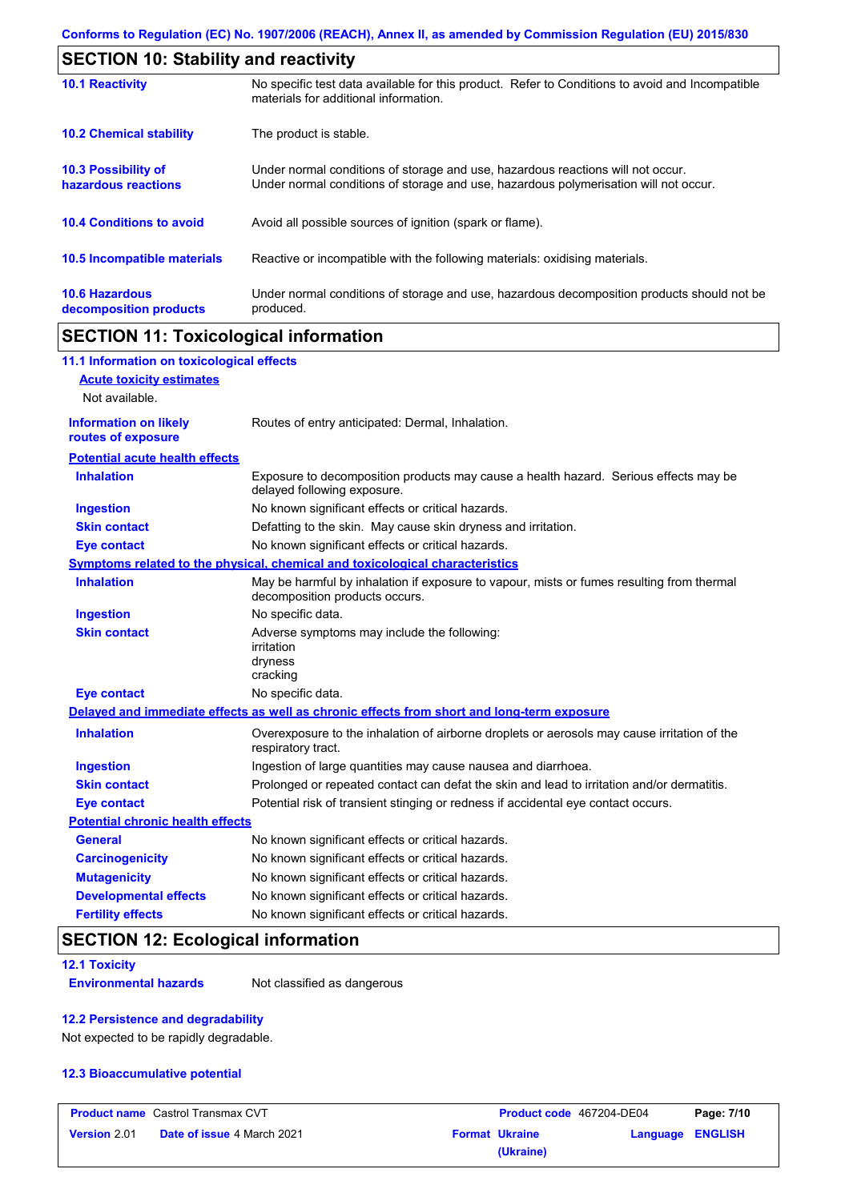## SECTION 10: Stability and reactivity

| | |
|---|---|
| **10.1 Reactivity** | No specific test data available for this product. Refer to Conditions to avoid and Incompatible materials for additional information. |
| **10.2 Chemical stability** | The product is stable. |
| **10.3 Possibility of hazardous reactions** | Under normal conditions of storage and use, hazardous reactions will not occur. Under normal conditions of storage and use, hazardous polymerisation will not occur. |
| **10.4 Conditions to avoid** | Avoid all possible sources of ignition (spark or flame). |
| **10.5 Incompatible materials** | Reactive or incompatible with the following materials: oxidising materials. |
| **10.6 Hazardous decomposition products** | Under normal conditions of storage and use, hazardous decomposition products should not be produced. |

## SECTION 11: Toxicological information

### 11.1 Information on toxicological effects

**Acute toxicity estimates**

Not available.

| | |
|---|---|
| **Information on likely routes of exposure** | Routes of entry anticipated: Dermal, Inhalation. |

**Potential acute health effects**

| | |
|---|---|
| **Inhalation** | Exposure to decomposition products may cause a health hazard. Serious effects may be delayed following exposure. |
| **Ingestion** | No known significant effects or critical hazards. |
| **Skin contact** | Defatting to the skin. May cause skin dryness and irritation. |
| **Eye contact** | No known significant effects or critical hazards. |

**Symptoms related to the physical, chemical and toxicological characteristics**

| | |
|---|---|
| **Inhalation** | May be harmful by inhalation if exposure to vapour, mists or fumes resulting from thermal decomposition products occurs. |
| **Ingestion** | No specific data. |
| **Skin contact** | Adverse symptoms may include the following: irritation dryness cracking |
| **Eye contact** | No specific data. |

**Delayed and immediate effects as well as chronic effects from short and long-term exposure**

| | |
|---|---|
| **Inhalation** | Overexposure to the inhalation of airborne droplets or aerosols may cause irritation of the respiratory tract. |
| **Ingestion** | Ingestion of large quantities may cause nausea and diarrhoea. |
| **Skin contact** | Prolonged or repeated contact can defat the skin and lead to irritation and/or dermatitis. |
| **Eye contact** | Potential risk of transient stinging or redness if accidental eye contact occurs. |

**Potential chronic health effects**

| | |
|---|---|
| **General** | No known significant effects or critical hazards. |
| **Carcinogenicity** | No known significant effects or critical hazards. |
| **Mutagenicity** | No known significant effects or critical hazards. |
| **Developmental effects** | No known significant effects or critical hazards. |
| **Fertility effects** | No known significant effects or critical hazards. |

## SECTION 12: Ecological information

### 12.1 Toxicity

| | |
|---|---|
| **Environmental hazards** | Not classified as dangerous |

### 12.2 Persistence and degradability

Not expected to be rapidly degradable.

### 12.3 Bioaccumulative potential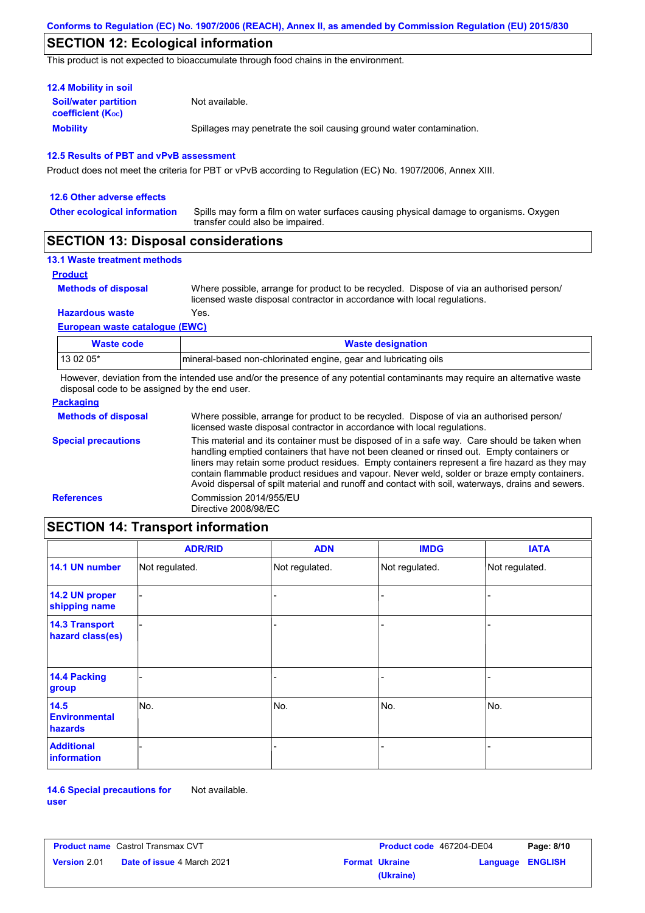Conforms to Regulation (EC) No. 1907/2006 (REACH), Annex II, as amended by Commission Regulation (EU) 2015/830

## SECTION 12: Ecological information

This product is not expected to bioaccumulate through food chains in the environment.

### 12.4 Mobility in soil

**Soil/water partition coefficient ($K_{OC}$)**: Not available.

**Mobility**: Spillages may penetrate the soil causing ground water contamination.

### 12.5 Results of PBT and vPvB assessment

Product does not meet the criteria for PBT or vPvB according to Regulation (EC) No. 1907/2006, Annex XIII.

### 12.6 Other adverse effects

**Other ecological information**: Spills may form a film on water surfaces causing physical damage to organisms. Oxygen transfer could also be impaired.

## SECTION 13: Disposal considerations

### 13.1 Waste treatment methods

**Product**

**Methods of disposal**: Where possible, arrange for product to be recycled. Dispose of via an authorised person/ licensed waste disposal contractor in accordance with local regulations.

**Hazardous waste**: Yes.

**European waste catalogue (EWC)**

| Waste code | Waste designation |
|---|---|
| 13 02 05* | mineral-based non-chlorinated engine, gear and lubricating oils |

However, deviation from the intended use and/or the presence of any potential contaminants may require an alternative waste disposal code to be assigned by the end user.

**Packaging**

**Methods of disposal**: Where possible, arrange for product to be recycled. Dispose of via an authorised person/ licensed waste disposal contractor in accordance with local regulations.

**Special precautions**: This material and its container must be disposed of in a safe way. Care should be taken when handling emptied containers that have not been cleaned or rinsed out. Empty containers or liners may retain some product residues. Empty containers represent a fire hazard as they may contain flammable product residues and vapour. Never weld, solder or braze empty containers. Avoid dispersal of spilt material and runoff and contact with soil, waterways, drains and sewers.

**References**: Commission 2014/955/EU
Directive 2008/98/EC

## SECTION 14: Transport information

| | ADR/RID | ADN | IMDG | IATA |
|---|---|---|---|---|
| 14.1 UN number | Not regulated. | Not regulated. | Not regulated. | Not regulated. |
| 14.2 UN proper shipping name | - | - | - | - |
| 14.3 Transport hazard class(es) | - | - | - | - |
| 14.4 Packing group | - | - | - | - |
| 14.5 Environmental hazards | No. | No. | No. | No. |
| Additional information | - | - | - | - |

**14.6 Special precautions for user**: Not available.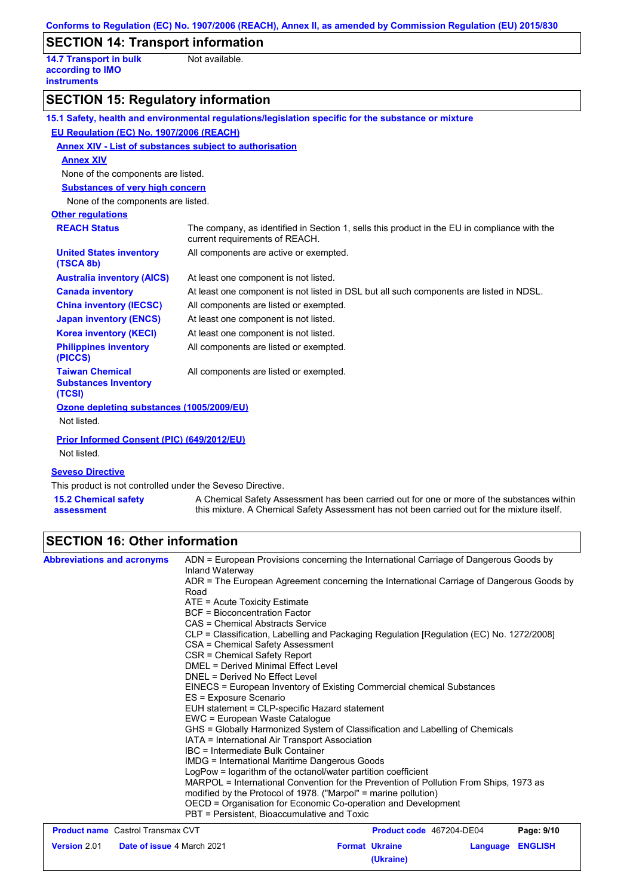## SECTION 14: Transport information

| | |
|---|---|
| **14.7 Transport in bulk according to IMO instruments** | Not available. |

## SECTION 15: Regulatory information

**15.1 Safety, health and environmental regulations/legislation specific for the substance or mixture**

**EU Regulation (EC) No. 1907/2006 (REACH)**

**Annex XIV - List of substances subject to authorisation**

**Annex XIV**

None of the components are listed.

**Substances of very high concern**

None of the components are listed.

**Other regulations**

| | |
|---|---|
| **REACH Status** | The company, as identified in Section 1, sells this product in the EU in compliance with the current requirements of REACH. |
| **United States inventory (TSCA 8b)** | All components are active or exempted. |
| **Australia inventory (AICS)** | At least one component is not listed. |
| **Canada inventory** | At least one component is not listed in DSL but all such components are listed in NDSL. |
| **China inventory (IECSC)** | All components are listed or exempted. |
| **Japan inventory (ENCS)** | At least one component is not listed. |
| **Korea inventory (KECI)** | At least one component is not listed. |
| **Philippines inventory (PICCS)** | All components are listed or exempted. |
| **Taiwan Chemical Substances Inventory (TCSI)** | All components are listed or exempted. |

**Ozone depleting substances (1005/2009/EU)**

Not listed.

**Prior Informed Consent (PIC) (649/2012/EU)**

Not listed.

**Seveso Directive**

This product is not controlled under the Seveso Directive.

| | |
|---|---|
| **15.2 Chemical safety assessment** | A Chemical Safety Assessment has been carried out for one or more of the substances within this mixture. A Chemical Safety Assessment has not been carried out for the mixture itself. |

## SECTION 16: Other information

**Abbreviations and acronyms**

ADN = European Provisions concerning the International Carriage of Dangerous Goods by Inland Waterway
ADR = The European Agreement concerning the International Carriage of Dangerous Goods by Road
ATE = Acute Toxicity Estimate
BCF = Bioconcentration Factor
CAS = Chemical Abstracts Service
CLP = Classification, Labelling and Packaging Regulation [Regulation (EC) No. 1272/2008]
CSA = Chemical Safety Assessment
CSR = Chemical Safety Report
DMEL = Derived Minimal Effect Level
DNEL = Derived No Effect Level
EINECS = European Inventory of Existing Commercial chemical Substances
ES = Exposure Scenario
EUH statement = CLP-specific Hazard statement
EWC = European Waste Catalogue
GHS = Globally Harmonized System of Classification and Labelling of Chemicals
IATA = International Air Transport Association
IBC = Intermediate Bulk Container
IMDG = International Maritime Dangerous Goods
LogPow = logarithm of the octanol/water partition coefficient
MARPOL = International Convention for the Prevention of Pollution From Ships, 1973 as modified by the Protocol of 1978. ("Marpol" = marine pollution)
OECD = Organisation for Economic Co-operation and Development
PBT = Persistent, Bioaccumulative and Toxic

| | | | |
|---|---|---|---|
| **Product name** Castrol Transmax CVT | | **Product code** 467204-DE04 | |
| **Version** 2.01 | **Date of issue** 4 March 2021 | **Format** **Ukraine (Ukraine)** | **Language** **ENGLISH** |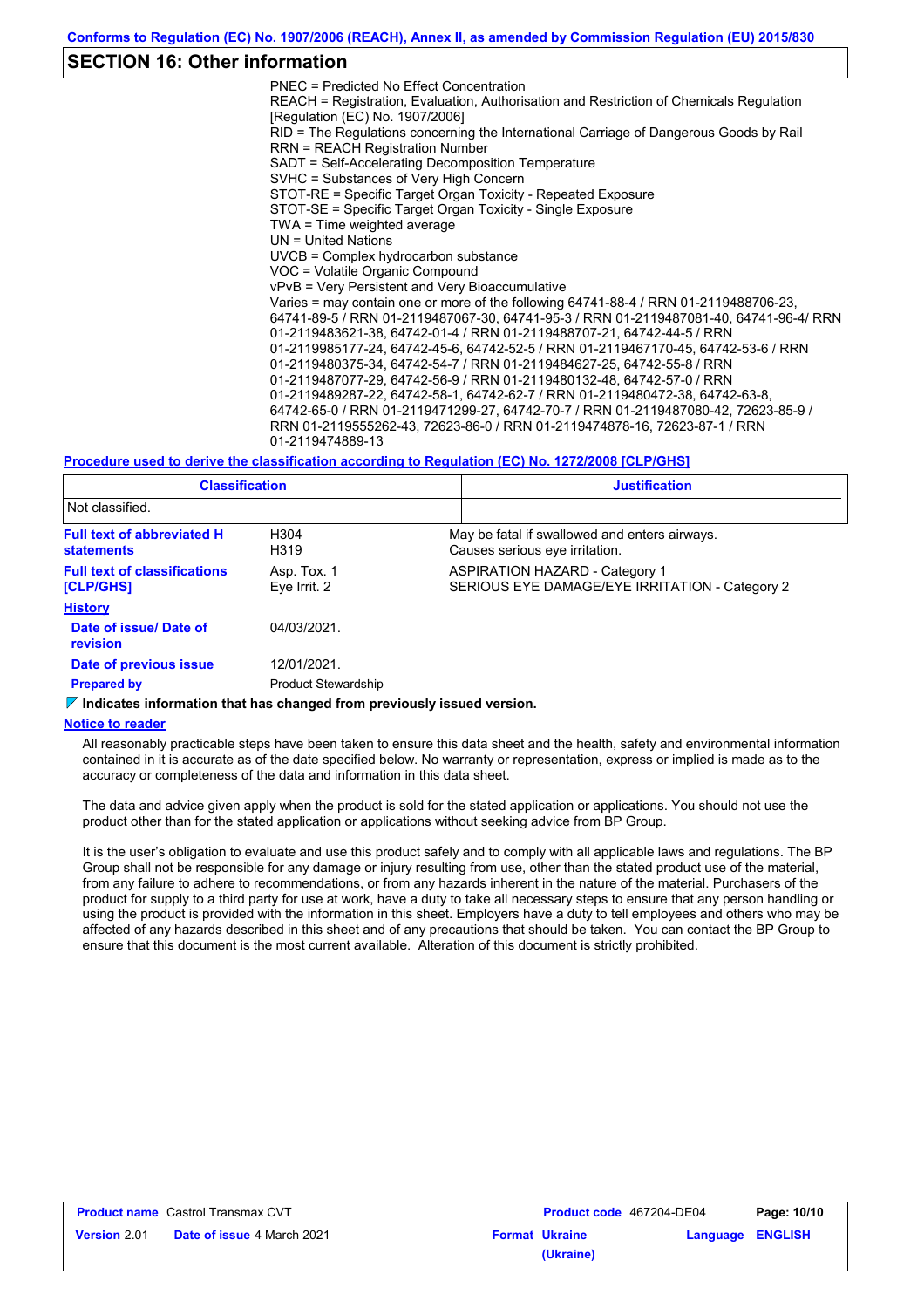## SECTION 16: Other information

PNEC = Predicted No Effect Concentration
REACH = Registration, Evaluation, Authorisation and Restriction of Chemicals Regulation [Regulation (EC) No. 1907/2006]
RID = The Regulations concerning the International Carriage of Dangerous Goods by Rail
RRN = REACH Registration Number
SADT = Self-Accelerating Decomposition Temperature
SVHC = Substances of Very High Concern
STOT-RE = Specific Target Organ Toxicity - Repeated Exposure
STOT-SE = Specific Target Organ Toxicity - Single Exposure
TWA = Time weighted average
UN = United Nations
UVCB = Complex hydrocarbon substance
VOC = Volatile Organic Compound
vPvB = Very Persistent and Very Bioaccumulative
Varies = may contain one or more of the following 64741-88-4 / RRN 01-2119488706-23, 64741-89-5 / RRN 01-2119487067-30, 64741-95-3 / RRN 01-2119487081-40, 64741-96-4/ RRN 01-2119483621-38, 64742-01-4 / RRN 01-2119488707-21, 64742-44-5 / RRN 01-2119985177-24, 64742-45-6, 64742-52-5 / RRN 01-2119467170-45, 64742-53-6 / RRN 01-2119480375-34, 64742-54-7 / RRN 01-2119484627-25, 64742-55-8 / RRN 01-2119487077-29, 64742-56-9 / RRN 01-2119480132-48, 64742-57-0 / RRN 01-2119489287-22, 64742-58-1, 64742-62-7 / RRN 01-2119480472-38, 64742-63-8, 64742-65-0 / RRN 01-2119471299-27, 64742-70-7 / RRN 01-2119487080-42, 72623-85-9 / RRN 01-2119555262-43, 72623-86-0 / RRN 01-2119474878-16, 72623-87-1 / RRN 01-2119474889-13

**Procedure used to derive the classification according to Regulation (EC) No. 1272/2008 [CLP/GHS]**

| Classification | Justification |
|---|---|
| Not classified. | |

| | | |
|---|---|---|
| **Full text of abbreviated H statements** | H304<br>H319 | May be fatal if swallowed and enters airways.<br>Causes serious eye irritation. |
| **Full text of classifications [CLP/GHS]** | Asp. Tox. 1<br>Eye Irrit. 2 | ASPIRATION HAZARD - Category 1<br>SERIOUS EYE DAMAGE/EYE IRRITATION - Category 2 |

**History**

| | |
|---|---|
| **Date of issue/ Date of revision** | 04/03/2021. |
| **Date of previous issue** | 12/01/2021. |
| **Prepared by** | Product Stewardship |

**Indicates information that has changed from previously issued version.**

**Notice to reader**

All reasonably practicable steps have been taken to ensure this data sheet and the health, safety and environmental information contained in it is accurate as of the date specified below. No warranty or representation, express or implied is made as to the accuracy or completeness of the data and information in this data sheet.

The data and advice given apply when the product is sold for the stated application or applications. You should not use the product other than for the stated application or applications without seeking advice from BP Group.

It is the user's obligation to evaluate and use this product safely and to comply with all applicable laws and regulations. The BP Group shall not be responsible for any damage or injury resulting from use, other than the stated product use of the material, from any failure to adhere to recommendations, or from any hazards inherent in the nature of the material. Purchasers of the product for supply to a third party for use at work, have a duty to take all necessary steps to ensure that any person handling or using the product is provided with the information in this sheet. Employers have a duty to tell employees and others who may be affected of any hazards described in this sheet and of any precautions that should be taken. You can contact the BP Group to ensure that this document is the most current available. Alteration of this document is strictly prohibited.